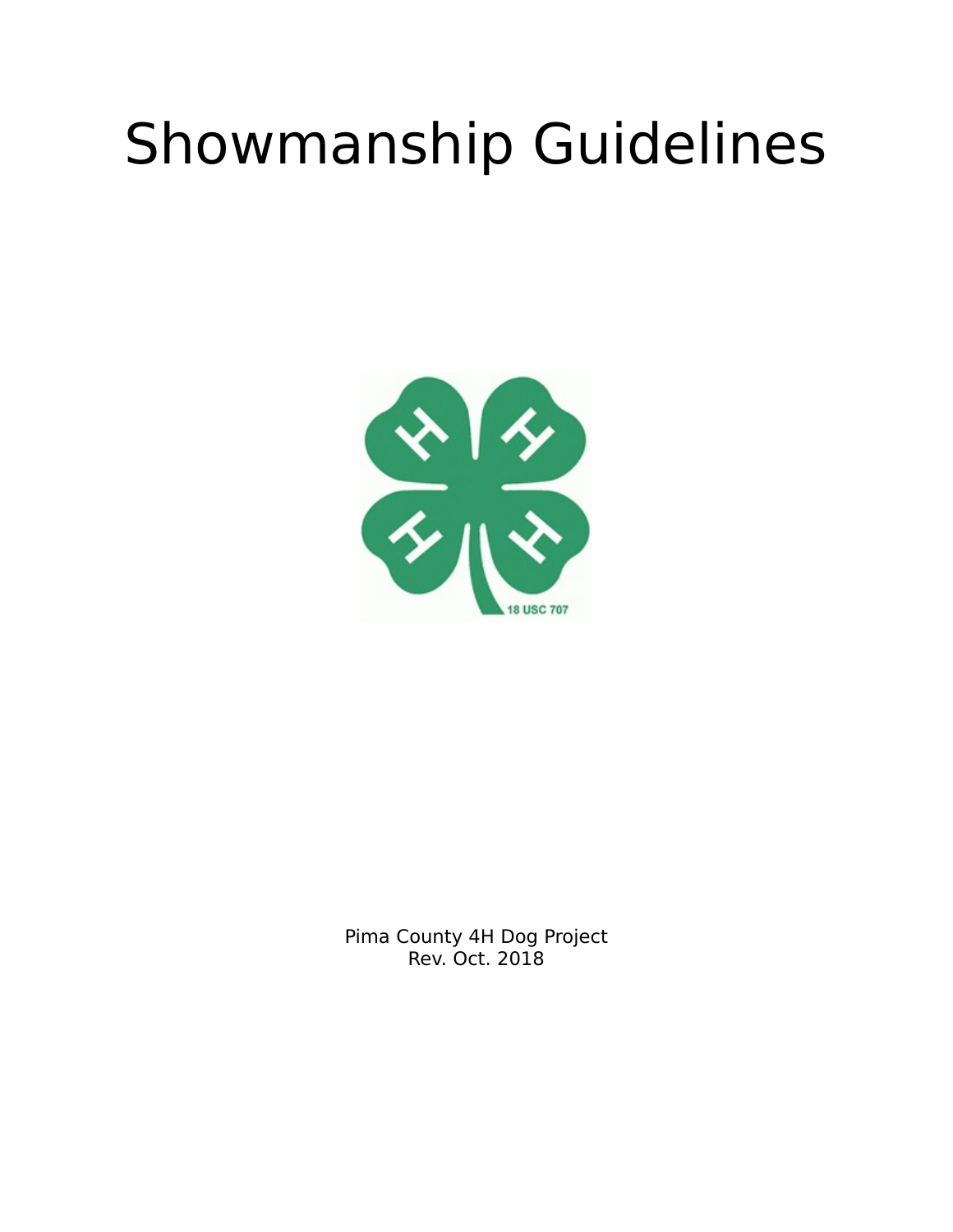# Showmanship Guidelines

Pima County 4H Dog Project
Rev. Oct. 2018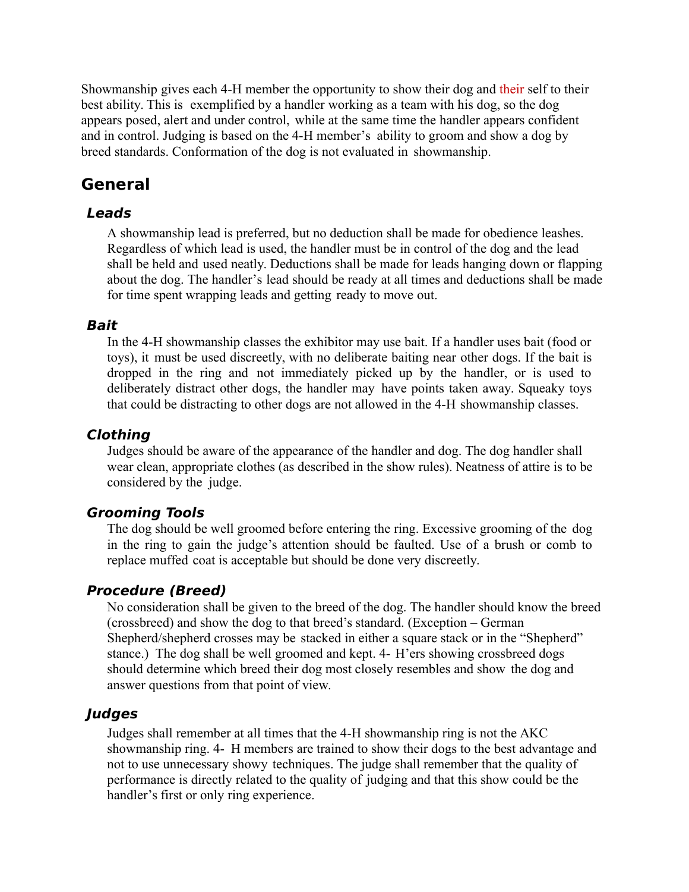Showmanship gives each 4-H member the opportunity to show their dog and their self to their best ability. This is exemplified by a handler working as a team with his dog, so the dog appears posed, alert and under control, while at the same time the handler appears confident and in control. Judging is based on the 4-H member's ability to groom and show a dog by breed standards. Conformation of the dog is not evaluated in showmanship.

## General

### *Leads*

A showmanship lead is preferred, but no deduction shall be made for obedience leashes. Regardless of which lead is used, the handler must be in control of the dog and the lead shall be held and used neatly. Deductions shall be made for leads hanging down or flapping about the dog. The handler's lead should be ready at all times and deductions shall be made for time spent wrapping leads and getting ready to move out.

### *Bait*

In the 4-H showmanship classes the exhibitor may use bait. If a handler uses bait (food or toys), it must be used discreetly, with no deliberate baiting near other dogs. If the bait is dropped in the ring and not immediately picked up by the handler, or is used to deliberately distract other dogs, the handler may have points taken away. Squeaky toys that could be distracting to other dogs are not allowed in the 4-H showmanship classes.

### *Clothing*

Judges should be aware of the appearance of the handler and dog. The dog handler shall wear clean, appropriate clothes (as described in the show rules). Neatness of attire is to be considered by the judge.

### *Grooming Tools*

The dog should be well groomed before entering the ring. Excessive grooming of the dog in the ring to gain the judge's attention should be faulted. Use of a brush or comb to replace muffed coat is acceptable but should be done very discreetly.

### *Procedure (Breed)*

No consideration shall be given to the breed of the dog. The handler should know the breed (crossbreed) and show the dog to that breed's standard. (Exception – German Shepherd/shepherd crosses may be stacked in either a square stack or in the "Shepherd" stance.) The dog shall be well groomed and kept. 4- H'ers showing crossbreed dogs should determine which breed their dog most closely resembles and show the dog and answer questions from that point of view.

### *Judges*

Judges shall remember at all times that the 4-H showmanship ring is not the AKC showmanship ring. 4- H members are trained to show their dogs to the best advantage and not to use unnecessary showy techniques. The judge shall remember that the quality of performance is directly related to the quality of judging and that this show could be the handler's first or only ring experience.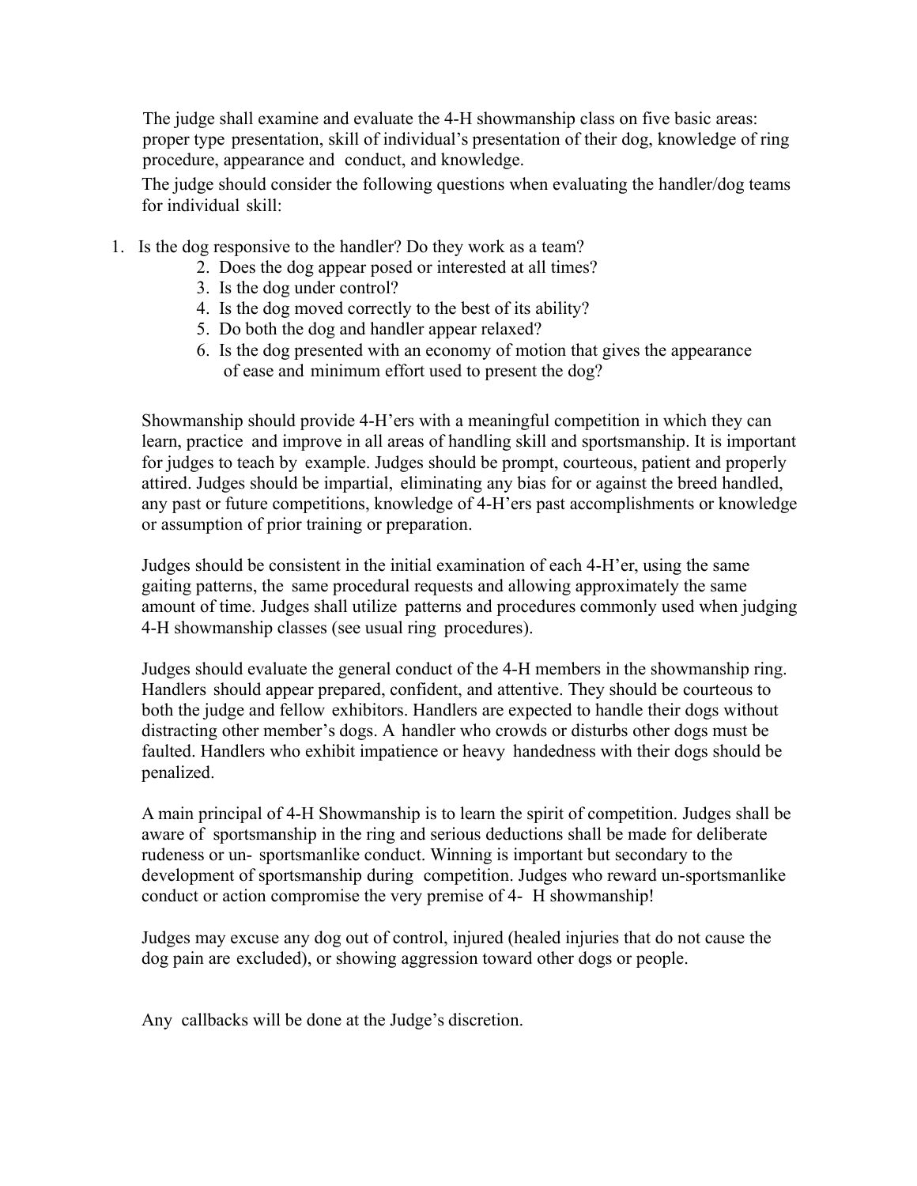The judge shall examine and evaluate the 4-H showmanship class on five basic areas: proper type presentation, skill of individual's presentation of their dog, knowledge of ring procedure, appearance and conduct, and knowledge.

The judge should consider the following questions when evaluating the handler/dog teams for individual skill:

1. Is the dog responsive to the handler? Do they work as a team?
2. Does the dog appear posed or interested at all times?
3. Is the dog under control?
4. Is the dog moved correctly to the best of its ability?
5. Do both the dog and handler appear relaxed?
6. Is the dog presented with an economy of motion that gives the appearance of ease and minimum effort used to present the dog?

Showmanship should provide 4-H'ers with a meaningful competition in which they can learn, practice and improve in all areas of handling skill and sportsmanship. It is important for judges to teach by example. Judges should be prompt, courteous, patient and properly attired. Judges should be impartial, eliminating any bias for or against the breed handled, any past or future competitions, knowledge of 4-H'ers past accomplishments or knowledge or assumption of prior training or preparation.

Judges should be consistent in the initial examination of each 4-H'er, using the same gaiting patterns, the same procedural requests and allowing approximately the same amount of time. Judges shall utilize patterns and procedures commonly used when judging 4-H showmanship classes (see usual ring procedures).

Judges should evaluate the general conduct of the 4-H members in the showmanship ring. Handlers should appear prepared, confident, and attentive. They should be courteous to both the judge and fellow exhibitors. Handlers are expected to handle their dogs without distracting other member's dogs. A handler who crowds or disturbs other dogs must be faulted. Handlers who exhibit impatience or heavy handedness with their dogs should be penalized.

A main principal of 4-H Showmanship is to learn the spirit of competition. Judges shall be aware of sportsmanship in the ring and serious deductions shall be made for deliberate rudeness or un- sportsmanlike conduct. Winning is important but secondary to the development of sportsmanship during competition. Judges who reward un-sportsmanlike conduct or action compromise the very premise of 4- H showmanship!

Judges may excuse any dog out of control, injured (healed injuries that do not cause the dog pain are excluded), or showing aggression toward other dogs or people.

Any callbacks will be done at the Judge's discretion.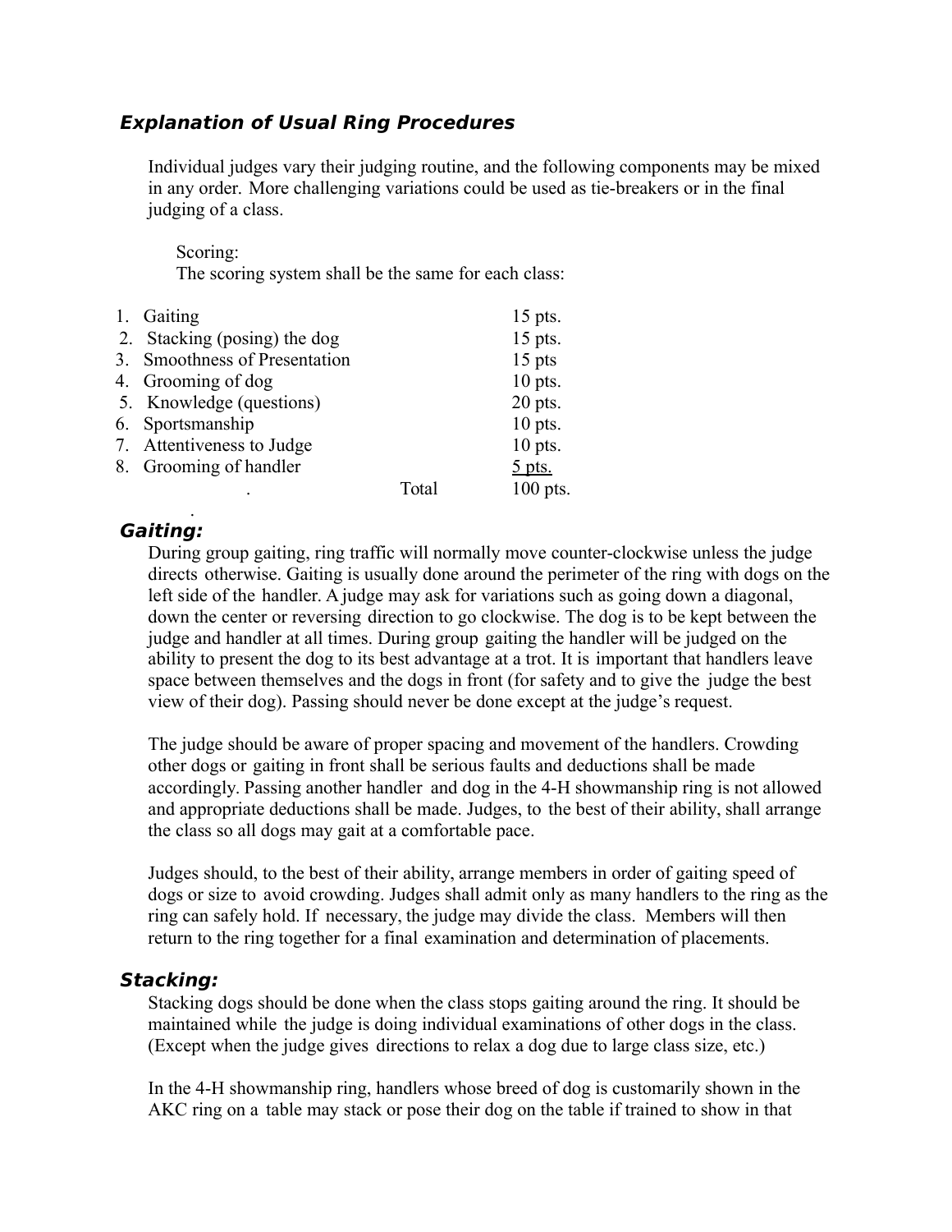## *Explanation of Usual Ring Procedures*

Individual judges vary their judging routine, and the following components may be mixed in any order. More challenging variations could be used as tie-breakers or in the final judging of a class.

Scoring:
The scoring system shall be the same for each class:

| | | |
|---|---|---|
| 1. Gaiting | | 15 pts. |
| 2. Stacking (posing) the dog | | 15 pts. |
| 3. Smoothness of Presentation | | 15 pts |
| 4. Grooming of dog | | 10 pts. |
| 5. Knowledge (questions) | | 20 pts. |
| 6. Sportsmanship | | 10 pts. |
| 7. Attentiveness to Judge | | 10 pts. |
| 8. Grooming of handler | | 5 pts. |
| | Total | 100 pts. |

### *Gaiting:*

During group gaiting, ring traffic will normally move counter-clockwise unless the judge directs otherwise. Gaiting is usually done around the perimeter of the ring with dogs on the left side of the handler. A judge may ask for variations such as going down a diagonal, down the center or reversing direction to go clockwise. The dog is to be kept between the judge and handler at all times. During group gaiting the handler will be judged on the ability to present the dog to its best advantage at a trot. It is important that handlers leave space between themselves and the dogs in front (for safety and to give the judge the best view of their dog). Passing should never be done except at the judge's request.

The judge should be aware of proper spacing and movement of the handlers. Crowding other dogs or gaiting in front shall be serious faults and deductions shall be made accordingly. Passing another handler and dog in the 4-H showmanship ring is not allowed and appropriate deductions shall be made. Judges, to the best of their ability, shall arrange the class so all dogs may gait at a comfortable pace.

Judges should, to the best of their ability, arrange members in order of gaiting speed of dogs or size to avoid crowding. Judges shall admit only as many handlers to the ring as the ring can safely hold. If necessary, the judge may divide the class. Members will then return to the ring together for a final examination and determination of placements.

### *Stacking:*

Stacking dogs should be done when the class stops gaiting around the ring. It should be maintained while the judge is doing individual examinations of other dogs in the class. (Except when the judge gives directions to relax a dog due to large class size, etc.)

In the 4-H showmanship ring, handlers whose breed of dog is customarily shown in the AKC ring on a table may stack or pose their dog on the table if trained to show in that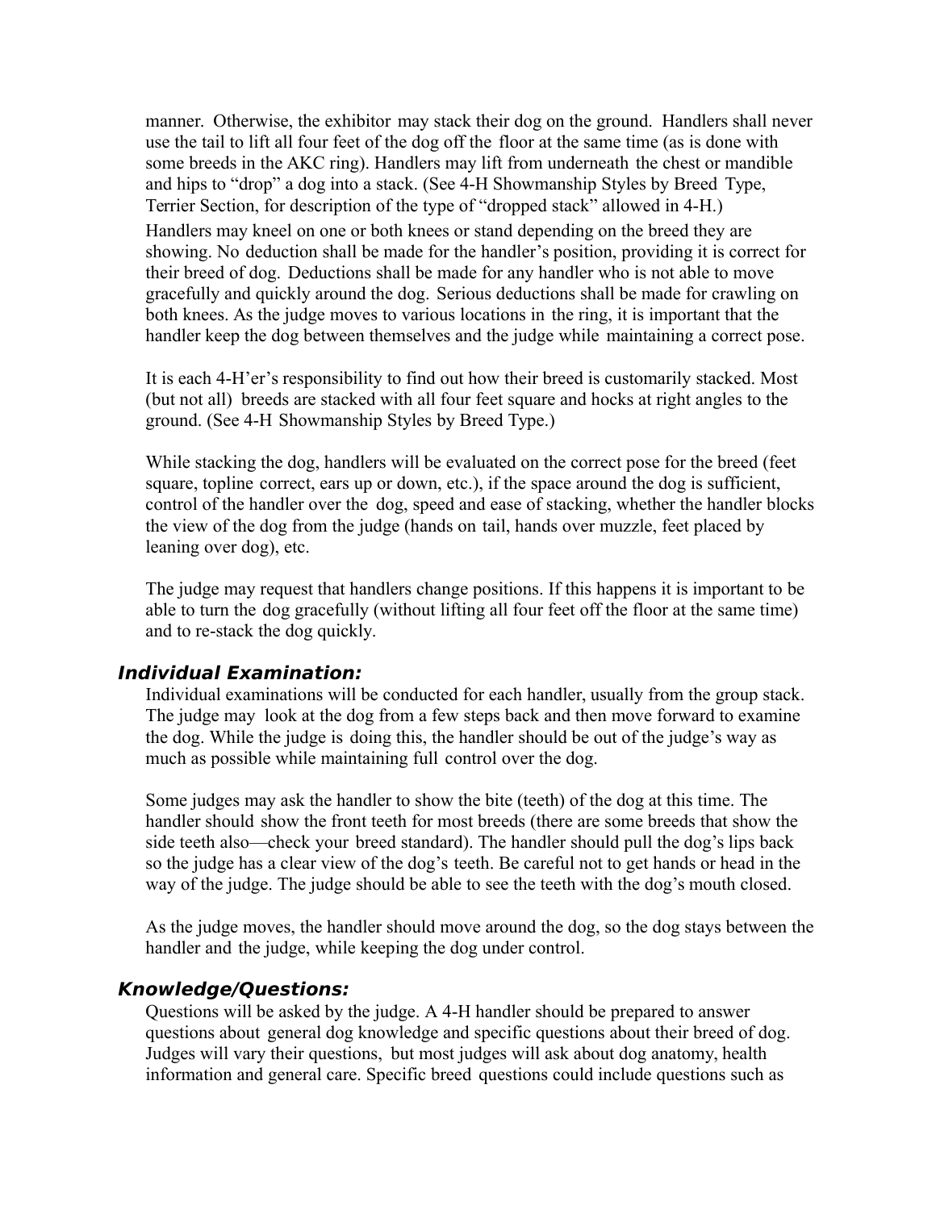manner. Otherwise, the exhibitor may stack their dog on the ground. Handlers shall never use the tail to lift all four feet of the dog off the floor at the same time (as is done with some breeds in the AKC ring). Handlers may lift from underneath the chest or mandible and hips to "drop" a dog into a stack. (See 4-H Showmanship Styles by Breed Type, Terrier Section, for description of the type of "dropped stack" allowed in 4-H.)

Handlers may kneel on one or both knees or stand depending on the breed they are showing. No deduction shall be made for the handler's position, providing it is correct for their breed of dog. Deductions shall be made for any handler who is not able to move gracefully and quickly around the dog. Serious deductions shall be made for crawling on both knees. As the judge moves to various locations in the ring, it is important that the handler keep the dog between themselves and the judge while maintaining a correct pose.

It is each 4-H'er's responsibility to find out how their breed is customarily stacked. Most (but not all) breeds are stacked with all four feet square and hocks at right angles to the ground. (See 4-H Showmanship Styles by Breed Type.)

While stacking the dog, handlers will be evaluated on the correct pose for the breed (feet square, topline correct, ears up or down, etc.), if the space around the dog is sufficient, control of the handler over the dog, speed and ease of stacking, whether the handler blocks the view of the dog from the judge (hands on tail, hands over muzzle, feet placed by leaning over dog), etc.

The judge may request that handlers change positions. If this happens it is important to be able to turn the dog gracefully (without lifting all four feet off the floor at the same time) and to re-stack the dog quickly.

### *Individual Examination:*

Individual examinations will be conducted for each handler, usually from the group stack. The judge may look at the dog from a few steps back and then move forward to examine the dog. While the judge is doing this, the handler should be out of the judge's way as much as possible while maintaining full control over the dog.

Some judges may ask the handler to show the bite (teeth) of the dog at this time. The handler should show the front teeth for most breeds (there are some breeds that show the side teeth also—check your breed standard). The handler should pull the dog's lips back so the judge has a clear view of the dog's teeth. Be careful not to get hands or head in the way of the judge. The judge should be able to see the teeth with the dog's mouth closed.

As the judge moves, the handler should move around the dog, so the dog stays between the handler and the judge, while keeping the dog under control.

### *Knowledge/Questions:*

Questions will be asked by the judge. A 4-H handler should be prepared to answer questions about general dog knowledge and specific questions about their breed of dog. Judges will vary their questions, but most judges will ask about dog anatomy, health information and general care. Specific breed questions could include questions such as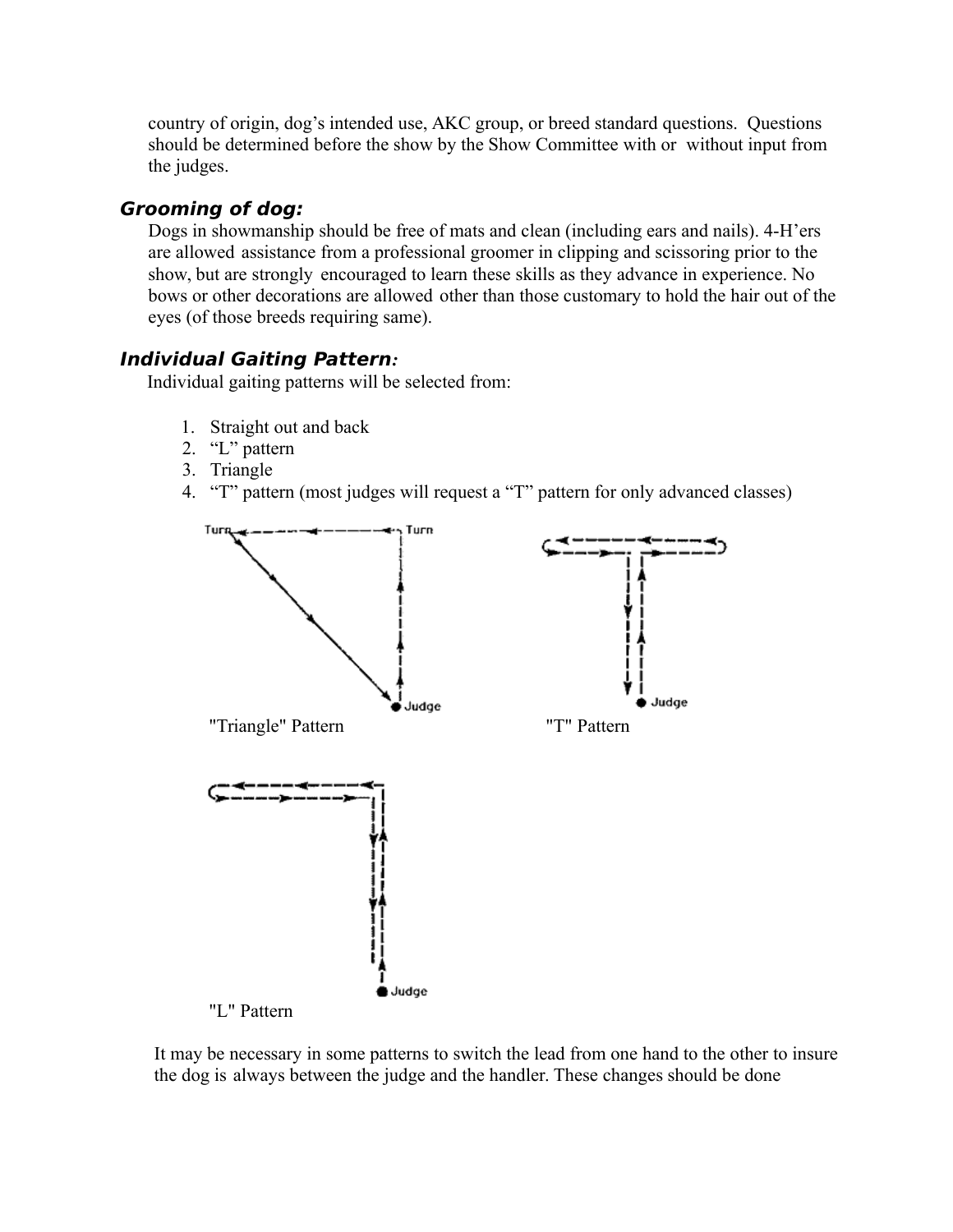country of origin, dog's intended use, AKC group, or breed standard questions. Questions should be determined before the show by the Show Committee with or without input from the judges.

### *Grooming of dog:*

Dogs in showmanship should be free of mats and clean (including ears and nails). 4-H'ers are allowed assistance from a professional groomer in clipping and scissoring prior to the show, but are strongly encouraged to learn these skills as they advance in experience. No bows or other decorations are allowed other than those customary to hold the hair out of the eyes (of those breeds requiring same).

### *Individual Gaiting Pattern:*

Individual gaiting patterns will be selected from:

1. Straight out and back
2. "L" pattern
3. Triangle
4. "T" pattern (most judges will request a "T" pattern for only advanced classes)

Turn Turn Judge

"Triangle" Pattern

Judge

"T" Pattern

Judge

"L" Pattern

It may be necessary in some patterns to switch the lead from one hand to the other to insure the dog is always between the judge and the handler. These changes should be done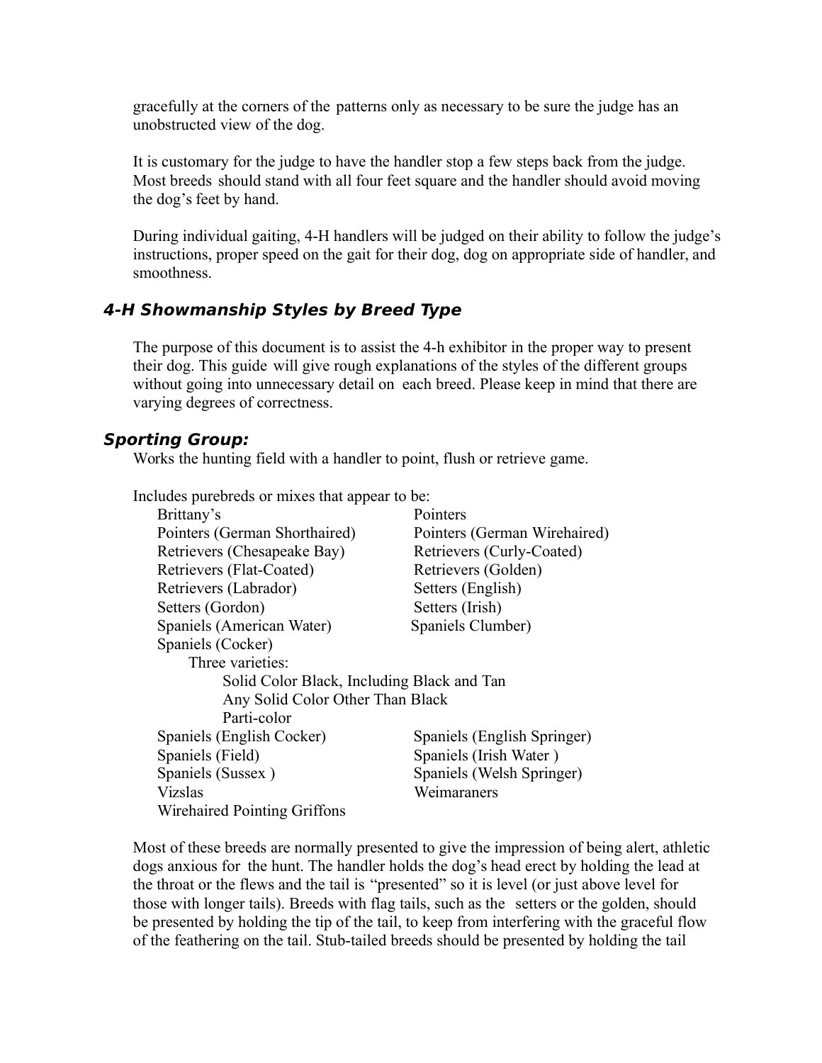gracefully at the corners of the patterns only as necessary to be sure the judge has an unobstructed view of the dog.

It is customary for the judge to have the handler stop a few steps back from the judge. Most breeds should stand with all four feet square and the handler should avoid moving the dog's feet by hand.

During individual gaiting, 4-H handlers will be judged on their ability to follow the judge's instructions, proper speed on the gait for their dog, dog on appropriate side of handler, and smoothness.

## 4-H Showmanship Styles by Breed Type

The purpose of this document is to assist the 4-h exhibitor in the proper way to present their dog. This guide will give rough explanations of the styles of the different groups without going into unnecessary detail on each breed. Please keep in mind that there are varying degrees of correctness.

## Sporting Group:

Works the hunting field with a handler to point, flush or retrieve game.

Includes purebreds or mixes that appear to be:

- Brittany's
- Pointers
- Pointers (German Shorthaired)
- Pointers (German Wirehaired)
- Retrievers (Chesapeake Bay)
- Retrievers (Curly-Coated)
- Retrievers (Flat-Coated)
- Retrievers (Golden)
- Retrievers (Labrador)
- Setters (English)
- Setters (Gordon)
- Setters (Irish)
- Spaniels (American Water)
- Spaniels Clumber)
- Spaniels (Cocker)
  - Three varieties:
    - Solid Color Black, Including Black and Tan
    - Any Solid Color Other Than Black
    - Parti-color
- Spaniels (English Cocker)
- Spaniels (English Springer)
- Spaniels (Field)
- Spaniels (Irish Water )
- Spaniels (Sussex )
- Spaniels (Welsh Springer)
- Vizslas
- Weimaraners
- Wirehaired Pointing Griffons

Most of these breeds are normally presented to give the impression of being alert, athletic dogs anxious for the hunt. The handler holds the dog's head erect by holding the lead at the throat or the flews and the tail is "presented" so it is level (or just above level for those with longer tails). Breeds with flag tails, such as the setters or the golden, should be presented by holding the tip of the tail, to keep from interfering with the graceful flow of the feathering on the tail. Stub-tailed breeds should be presented by holding the tail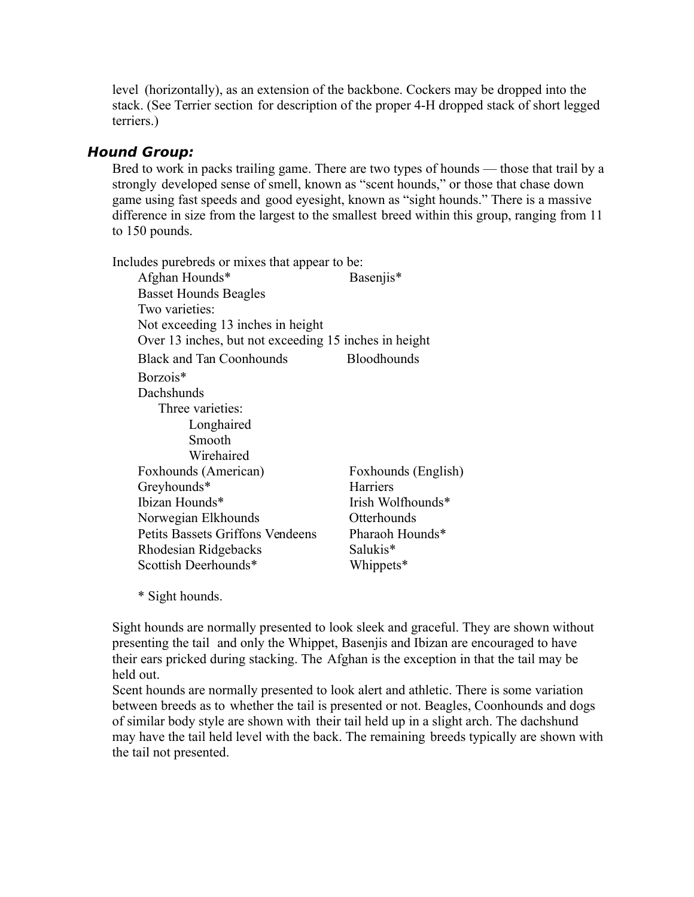level (horizontally), as an extension of the backbone. Cockers may be dropped into the stack. (See Terrier section for description of the proper 4-H dropped stack of short legged terriers.)

### *Hound Group:*

Bred to work in packs trailing game. There are two types of hounds — those that trail by a strongly developed sense of smell, known as "scent hounds," or those that chase down game using fast speeds and good eyesight, known as "sight hounds." There is a massive difference in size from the largest to the smallest breed within this group, ranging from 11 to 150 pounds.

Includes purebreds or mixes that appear to be:

- Afghan Hounds*
- Basenjis*
- Basset Hounds
- Beagles
  - Two varieties:
    - Not exceeding 13 inches in height
    - Over 13 inches, but not exceeding 15 inches in height
- Black and Tan Coonhounds
- Bloodhounds
- Borzois*
- Dachshunds
  - Three varieties:
    - Longhaired
    - Smooth
    - Wirehaired
- Foxhounds (American)
- Foxhounds (English)
- Greyhounds*
- Harriers
- Ibizan Hounds*
- Irish Wolfhounds*
- Norwegian Elkhounds
- Otterhounds
- Petits Bassets Griffons Vendeens
- Pharaoh Hounds*
- Rhodesian Ridgebacks
- Salukis*
- Scottish Deerhounds*
- Whippets*

\* Sight hounds.

Sight hounds are normally presented to look sleek and graceful. They are shown without presenting the tail and only the Whippet, Basenjis and Ibizan are encouraged to have their ears pricked during stacking. The Afghan is the exception in that the tail may be held out.

Scent hounds are normally presented to look alert and athletic. There is some variation between breeds as to whether the tail is presented or not. Beagles, Coonhounds and dogs of similar body style are shown with their tail held up in a slight arch. The dachshund may have the tail held level with the back. The remaining breeds typically are shown with the tail not presented.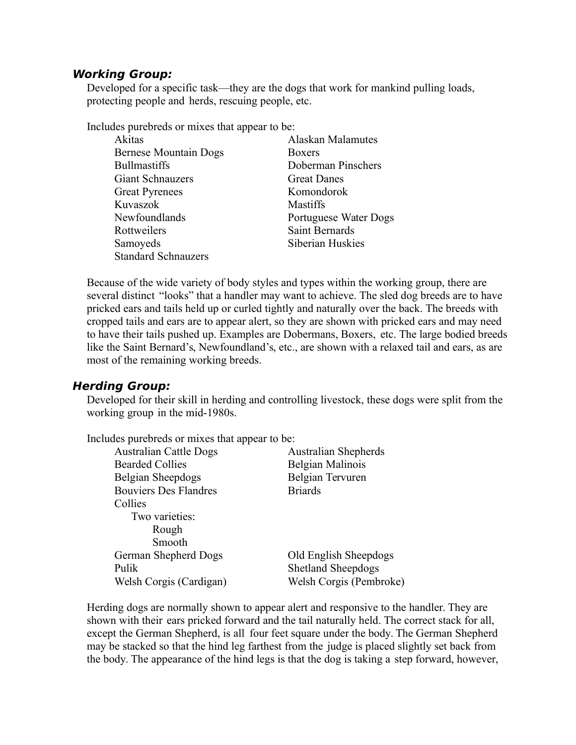### *Working Group:*

Developed for a specific task—they are the dogs that work for mankind pulling loads, protecting people and herds, rescuing people, etc.

Includes purebreds or mixes that appear to be:

- Akitas
- Alaskan Malamutes
- Bernese Mountain Dogs
- Boxers
- Bullmastiffs
- Doberman Pinschers
- Giant Schnauzers
- Great Danes
- Great Pyrenees
- Komondorok
- Kuvaszok
- Mastiffs
- Newfoundlands
- Portuguese Water Dogs
- Rottweilers
- Saint Bernards
- Samoyeds
- Siberian Huskies
- Standard Schnauzers

Because of the wide variety of body styles and types within the working group, there are several distinct "looks" that a handler may want to achieve. The sled dog breeds are to have pricked ears and tails held up or curled tightly and naturally over the back. The breeds with cropped tails and ears are to appear alert, so they are shown with pricked ears and may need to have their tails pushed up. Examples are Dobermans, Boxers, etc. The large bodied breeds like the Saint Bernard's, Newfoundland's, etc., are shown with a relaxed tail and ears, as are most of the remaining working breeds.

### *Herding Group:*

Developed for their skill in herding and controlling livestock, these dogs were split from the working group in the mid-1980s.

Includes purebreds or mixes that appear to be:

- Australian Cattle Dogs
- Australian Shepherds
- Bearded Collies
- Belgian Malinois
- Belgian Sheepdogs
- Belgian Tervuren
- Bouviers Des Flandres
- Briards
- Collies
  - Two varieties:
    - Rough
    - Smooth
- German Shepherd Dogs
- Old English Sheepdogs
- Pulik
- Shetland Sheepdogs
- Welsh Corgis (Cardigan)
- Welsh Corgis (Pembroke)

Herding dogs are normally shown to appear alert and responsive to the handler. They are shown with their ears pricked forward and the tail naturally held. The correct stack for all, except the German Shepherd, is all four feet square under the body. The German Shepherd may be stacked so that the hind leg farthest from the judge is placed slightly set back from the body. The appearance of the hind legs is that the dog is taking a step forward, however,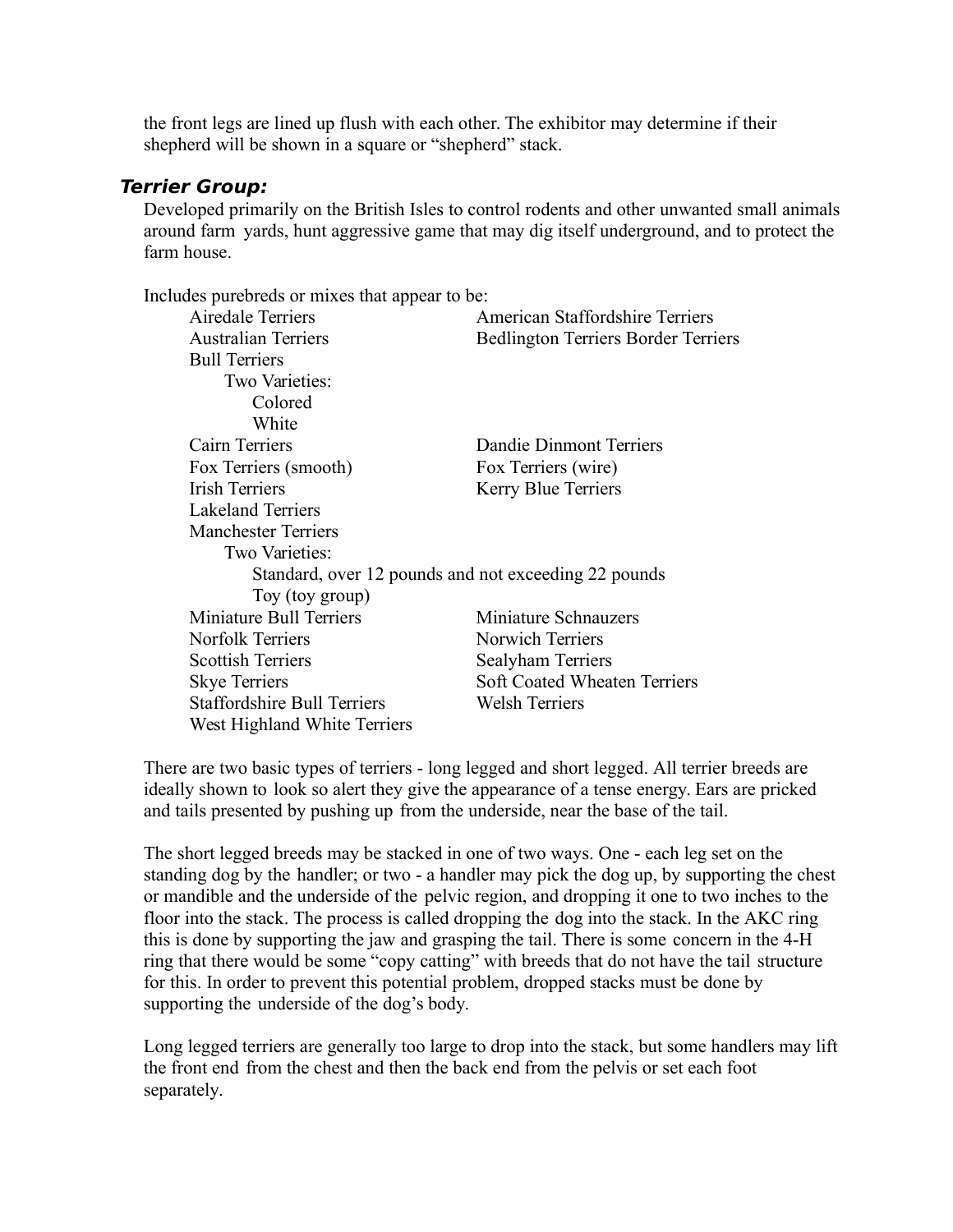the front legs are lined up flush with each other. The exhibitor may determine if their shepherd will be shown in a square or "shepherd" stack.

### *Terrier Group:*

Developed primarily on the British Isles to control rodents and other unwanted small animals around farm yards, hunt aggressive game that may dig itself underground, and to protect the farm house.

Includes purebreds or mixes that appear to be:

- Airedale Terriers
- American Staffordshire Terriers
- Australian Terriers
- Bedlington Terriers Border Terriers
- Bull Terriers
  - Two Varieties:
    - Colored
    - White
- Cairn Terriers
- Dandie Dinmont Terriers
- Fox Terriers (smooth)
- Fox Terriers (wire)
- Irish Terriers
- Kerry Blue Terriers
- Lakeland Terriers
- Manchester Terriers
  - Two Varieties:
    - Standard, over 12 pounds and not exceeding 22 pounds
    - Toy (toy group)
- Miniature Bull Terriers
- Miniature Schnauzers
- Norfolk Terriers
- Norwich Terriers
- Scottish Terriers
- Sealyham Terriers
- Skye Terriers
- Soft Coated Wheaten Terriers
- Staffordshire Bull Terriers
- Welsh Terriers
- West Highland White Terriers

There are two basic types of terriers - long legged and short legged. All terrier breeds are ideally shown to look so alert they give the appearance of a tense energy. Ears are pricked and tails presented by pushing up from the underside, near the base of the tail.

The short legged breeds may be stacked in one of two ways. One - each leg set on the standing dog by the handler; or two - a handler may pick the dog up, by supporting the chest or mandible and the underside of the pelvic region, and dropping it one to two inches to the floor into the stack. The process is called dropping the dog into the stack. In the AKC ring this is done by supporting the jaw and grasping the tail. There is some concern in the 4-H ring that there would be some "copy catting" with breeds that do not have the tail structure for this. In order to prevent this potential problem, dropped stacks must be done by supporting the underside of the dog's body.

Long legged terriers are generally too large to drop into the stack, but some handlers may lift the front end from the chest and then the back end from the pelvis or set each foot separately.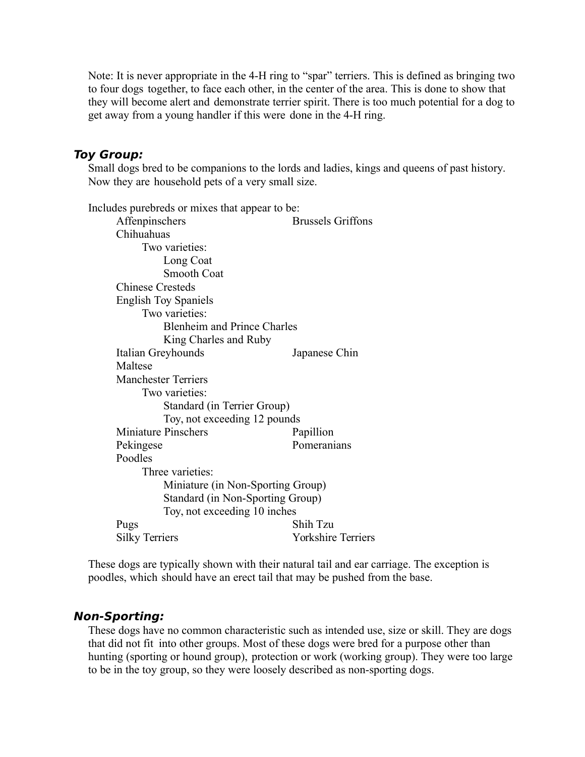Note: It is never appropriate in the 4-H ring to "spar" terriers. This is defined as bringing two to four dogs together, to face each other, in the center of the area. This is done to show that they will become alert and demonstrate terrier spirit. There is too much potential for a dog to get away from a young handler if this were done in the 4-H ring.

### *Toy Group:*

Small dogs bred to be companions to the lords and ladies, kings and queens of past history. Now they are household pets of a very small size.

Includes purebreds or mixes that appear to be:

- Affenpinschers
- Brussels Griffons
- Chihuahuas
  - Two varieties:
    - Long Coat
    - Smooth Coat
- Chinese Cresteds
- English Toy Spaniels
  - Two varieties:
    - Blenheim and Prince Charles
    - King Charles and Ruby
- Italian Greyhounds
- Japanese Chin
- Maltese
- Manchester Terriers
  - Two varieties:
    - Standard (in Terrier Group)
    - Toy, not exceeding 12 pounds
- Miniature Pinschers
- Papillion
- Pekingese
- Pomeranians
- Poodles
  - Three varieties:
    - Miniature (in Non-Sporting Group)
    - Standard (in Non-Sporting Group)
    - Toy, not exceeding 10 inches
- Pugs
- Shih Tzu
- Silky Terriers
- Yorkshire Terriers

These dogs are typically shown with their natural tail and ear carriage. The exception is poodles, which should have an erect tail that may be pushed from the base.

### *Non-Sporting:*

These dogs have no common characteristic such as intended use, size or skill. They are dogs that did not fit into other groups. Most of these dogs were bred for a purpose other than hunting (sporting or hound group), protection or work (working group). They were too large to be in the toy group, so they were loosely described as non-sporting dogs.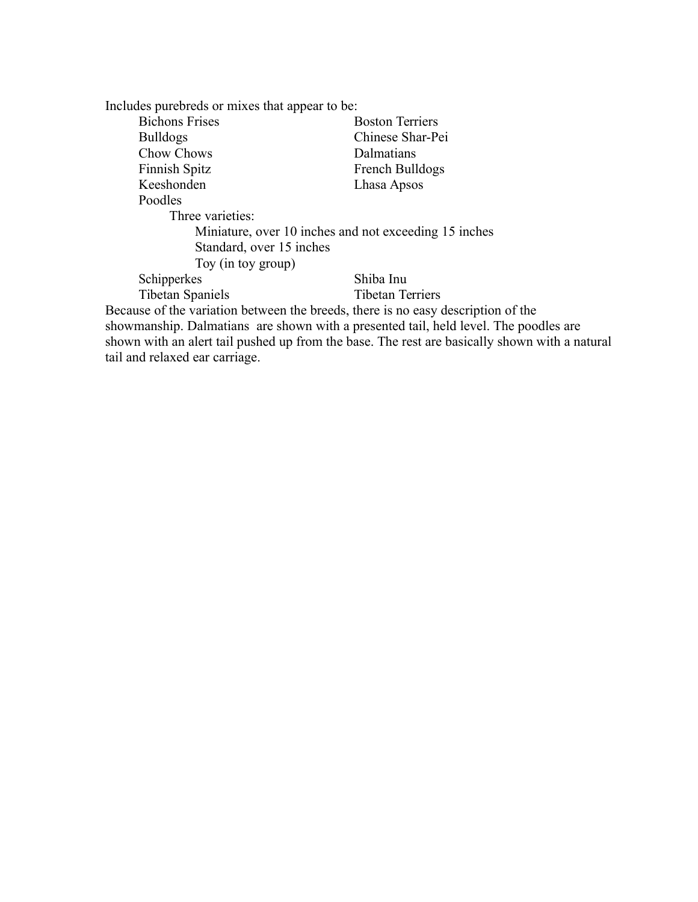Includes purebreds or mixes that appear to be:

| | |
|---|---|
| Bichons Frises | Boston Terriers |
| Bulldogs | Chinese Shar-Pei |
| Chow Chows | Dalmatians |
| Finnish Spitz | French Bulldogs |
| Keeshonden | Lhasa Apsos |

- Poodles
  - Three varieties:
    - Miniature, over 10 inches and not exceeding 15 inches
    - Standard, over 15 inches
    - Toy (in toy group)

| | |
|---|---|
| Schipperkes | Shiba Inu |
| Tibetan Spaniels | Tibetan Terriers |

Because of the variation between the breeds, there is no easy description of the showmanship. Dalmatians are shown with a presented tail, held level. The poodles are shown with an alert tail pushed up from the base. The rest are basically shown with a natural tail and relaxed ear carriage.